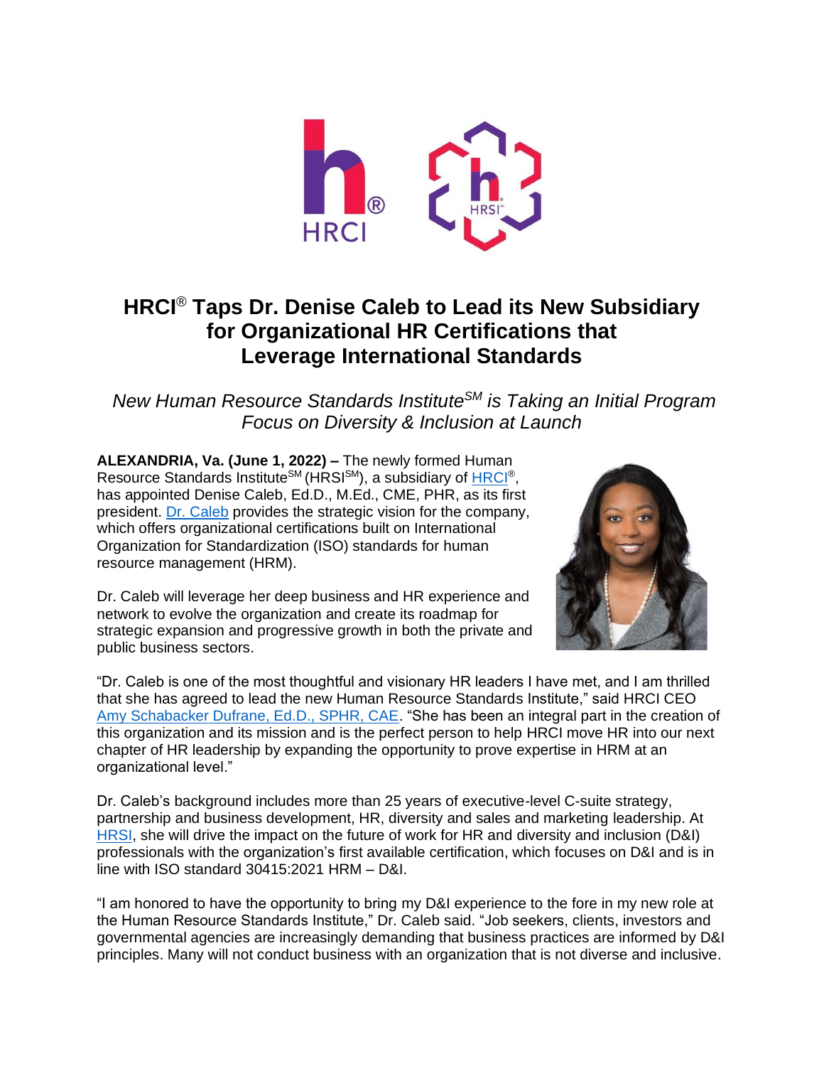# HRCI® Taps Dr. Denise Caleb to Lead its New Subsidiary for Organizational HR Certifications that Leverage International Standards

*New Human Resource Standards Institute℠ is Taking an Initial Program Focus on Diversity & Inclusion at Launch*

**ALEXANDRIA, Va. (June 1, 2022) –** The newly formed Human Resource Standards Institute℠ (HRSI℠), a subsidiary of HRCI®, has appointed Denise Caleb, Ed.D., M.Ed., CME, PHR, as its first president. Dr. Caleb provides the strategic vision for the company, which offers organizational certifications built on International Organization for Standardization (ISO) standards for human resource management (HRM).

Dr. Caleb will leverage her deep business and HR experience and network to evolve the organization and create its roadmap for strategic expansion and progressive growth in both the private and public business sectors.

"Dr. Caleb is one of the most thoughtful and visionary HR leaders I have met, and I am thrilled that she has agreed to lead the new Human Resource Standards Institute," said HRCI CEO Amy Schabacker Dufrane, Ed.D., SPHR, CAE. "She has been an integral part in the creation of this organization and its mission and is the perfect person to help HRCI move HR into our next chapter of HR leadership by expanding the opportunity to prove expertise in HRM at an organizational level."

Dr. Caleb's background includes more than 25 years of executive-level C-suite strategy, partnership and business development, HR, diversity and sales and marketing leadership. At HRSI, she will drive the impact on the future of work for HR and diversity and inclusion (D&I) professionals with the organization's first available certification, which focuses on D&I and is in line with ISO standard 30415:2021 HRM – D&I.

"I am honored to have the opportunity to bring my D&I experience to the fore in my new role at the Human Resource Standards Institute," Dr. Caleb said. "Job seekers, clients, investors and governmental agencies are increasingly demanding that business practices are informed by D&I principles. Many will not conduct business with an organization that is not diverse and inclusive.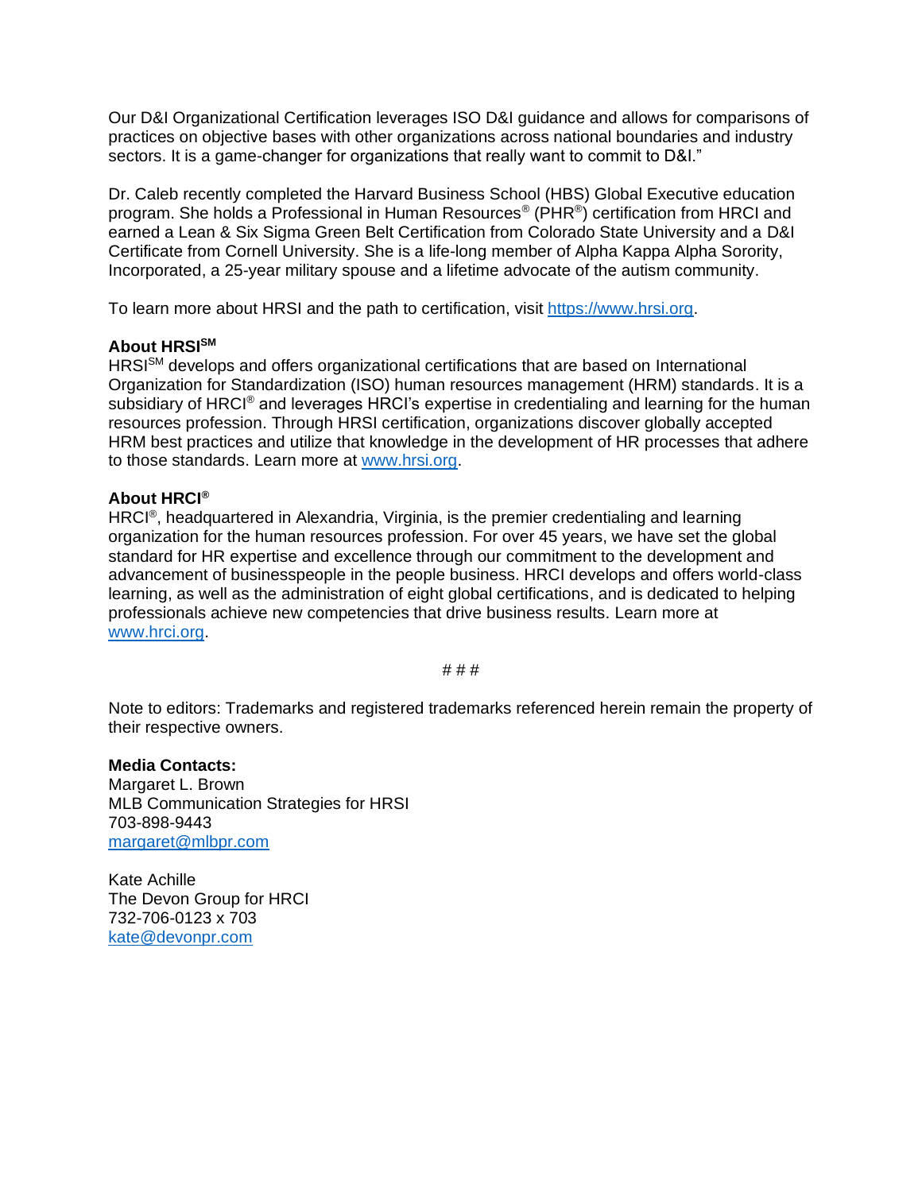Our D&I Organizational Certification leverages ISO D&I guidance and allows for comparisons of practices on objective bases with other organizations across national boundaries and industry sectors. It is a game-changer for organizations that really want to commit to D&I."

Dr. Caleb recently completed the Harvard Business School (HBS) Global Executive education program. She holds a Professional in Human Resources® (PHR®) certification from HRCI and earned a Lean & Six Sigma Green Belt Certification from Colorado State University and a D&I Certificate from Cornell University. She is a life-long member of Alpha Kappa Alpha Sorority, Incorporated, a 25-year military spouse and a lifetime advocate of the autism community.

To learn more about HRSI and the path to certification, visit https://www.hrsi.org.

**About HRSI℠**

HRSI℠ develops and offers organizational certifications that are based on International Organization for Standardization (ISO) human resources management (HRM) standards. It is a subsidiary of HRCI® and leverages HRCI's expertise in credentialing and learning for the human resources profession. Through HRSI certification, organizations discover globally accepted HRM best practices and utilize that knowledge in the development of HR processes that adhere to those standards. Learn more at www.hrsi.org.

**About HRCI®**

HRCI®, headquartered in Alexandria, Virginia, is the premier credentialing and learning organization for the human resources profession. For over 45 years, we have set the global standard for HR expertise and excellence through our commitment to the development and advancement of businesspeople in the people business. HRCI develops and offers world-class learning, as well as the administration of eight global certifications, and is dedicated to helping professionals achieve new competencies that drive business results. Learn more at www.hrci.org.

# # #

Note to editors: Trademarks and registered trademarks referenced herein remain the property of their respective owners.

**Media Contacts:**

Margaret L. Brown
MLB Communication Strategies for HRSI
703-898-9443
margaret@mlbpr.com

Kate Achille
The Devon Group for HRCI
732-706-0123 x 703
kate@devonpr.com